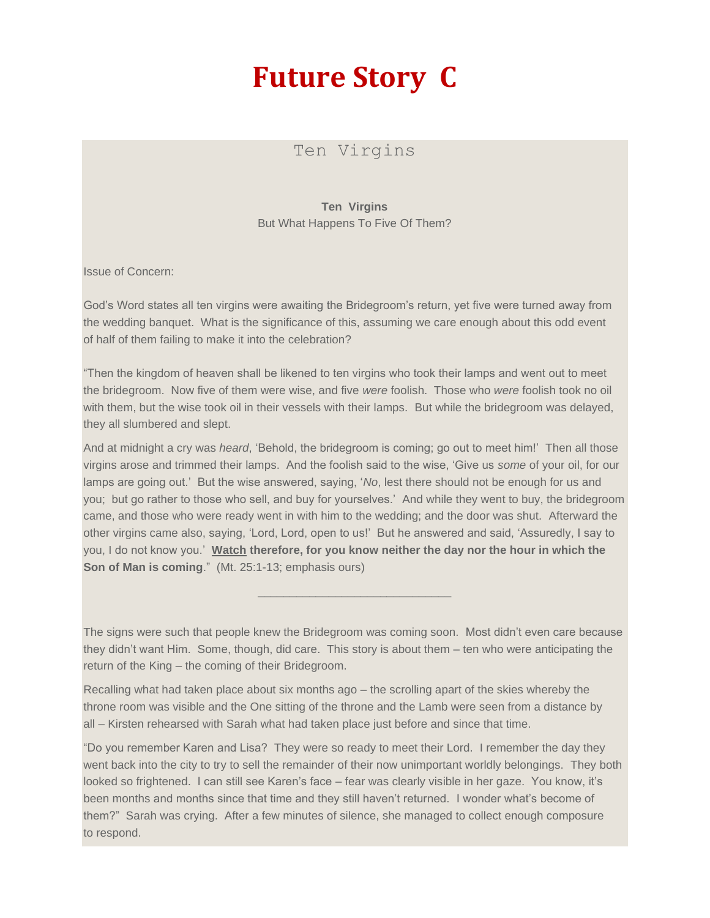# Future Story C

## Ten Virgins

**Ten Virgins**

But What Happens To Five Of Them?

Issue of Concern:

God's Word states all ten virgins were awaiting the Bridegroom's return, yet five were turned away from the wedding banquet. What is the significance of this, assuming we care enough about this odd event of half of them failing to make it into the celebration?

"Then the kingdom of heaven shall be likened to ten virgins who took their lamps and went out to meet the bridegroom. Now five of them were wise, and five *were* foolish. Those who *were* foolish took no oil with them, but the wise took oil in their vessels with their lamps. But while the bridegroom was delayed, they all slumbered and slept.

And at midnight a cry was *heard*, 'Behold, the bridegroom is coming; go out to meet him!' Then all those virgins arose and trimmed their lamps. And the foolish said to the wise, 'Give us *some* of your oil, for our lamps are going out.' But the wise answered, saying, '*No*, lest there should not be enough for us and you; but go rather to those who sell, and buy for yourselves.' And while they went to buy, the bridegroom came, and those who were ready went in with him to the wedding; and the door was shut. Afterward the other virgins came also, saying, 'Lord, Lord, open to us!' But he answered and said, 'Assuredly, I say to you, I do not know you.' **<u>Watch</u> therefore, for you know neither the day nor the hour in which the Son of Man is coming**." (Mt. 25:1-13; emphasis ours)

---

The signs were such that people knew the Bridegroom was coming soon. Most didn't even care because they didn't want Him. Some, though, did care. This story is about them – ten who were anticipating the return of the King – the coming of their Bridegroom.

Recalling what had taken place about six months ago – the scrolling apart of the skies whereby the throne room was visible and the One sitting of the throne and the Lamb were seen from a distance by all – Kirsten rehearsed with Sarah what had taken place just before and since that time.

"Do you remember Karen and Lisa? They were so ready to meet their Lord. I remember the day they went back into the city to try to sell the remainder of their now unimportant worldly belongings. They both looked so frightened. I can still see Karen's face – fear was clearly visible in her gaze. You know, it's been months and months since that time and they still haven't returned. I wonder what's become of them?" Sarah was crying. After a few minutes of silence, she managed to collect enough composure to respond.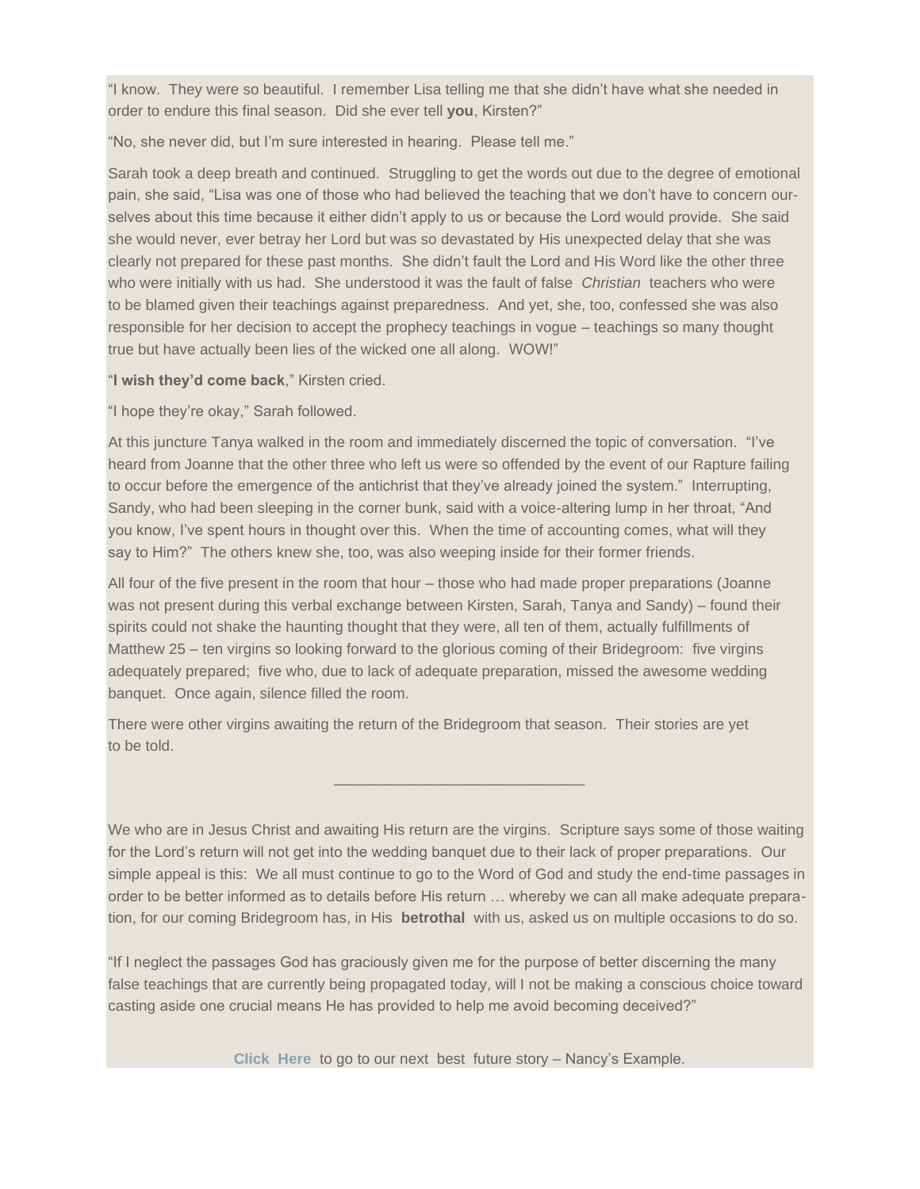"I know. They were so beautiful. I remember Lisa telling me that she didn't have what she needed in order to endure this final season. Did she ever tell **you**, Kirsten?"

"No, she never did, but I'm sure interested in hearing. Please tell me."

Sarah took a deep breath and continued. Struggling to get the words out due to the degree of emotional pain, she said, "Lisa was one of those who had believed the teaching that we don't have to concern ourselves about this time because it either didn't apply to us or because the Lord would provide. She said she would never, ever betray her Lord but was so devastated by His unexpected delay that she was clearly not prepared for these past months. She didn't fault the Lord and His Word like the other three who were initially with us had. She understood it was the fault of false *Christian* teachers who were to be blamed given their teachings against preparedness. And yet, she, too, confessed she was also responsible for her decision to accept the prophecy teachings in vogue – teachings so many thought true but have actually been lies of the wicked one all along. WOW!"

"**I wish they'd come back**," Kirsten cried.

"I hope they're okay," Sarah followed.

At this juncture Tanya walked in the room and immediately discerned the topic of conversation. "I've heard from Joanne that the other three who left us were so offended by the event of our Rapture failing to occur before the emergence of the antichrist that they've already joined the system." Interrupting, Sandy, who had been sleeping in the corner bunk, said with a voice-altering lump in her throat, "And you know, I've spent hours in thought over this. When the time of accounting comes, what will they say to Him?" The others knew she, too, was also weeping inside for their former friends.

All four of the five present in the room that hour – those who had made proper preparations (Joanne was not present during this verbal exchange between Kirsten, Sarah, Tanya and Sandy) – found their spirits could not shake the haunting thought that they were, all ten of them, actually fulfillments of Matthew 25 – ten virgins so looking forward to the glorious coming of their Bridegroom: five virgins adequately prepared; five who, due to lack of adequate preparation, missed the awesome wedding banquet. Once again, silence filled the room.

There were other virgins awaiting the return of the Bridegroom that season. Their stories are yet to be told.

---

We who are in Jesus Christ and awaiting His return are the virgins. Scripture says some of those waiting for the Lord's return will not get into the wedding banquet due to their lack of proper preparations. Our simple appeal is this: We all must continue to go to the Word of God and study the end-time passages in order to be better informed as to details before His return … whereby we can all make adequate preparation, for our coming Bridegroom has, in His **betrothal** with us, asked us on multiple occasions to do so.

"If I neglect the passages God has graciously given me for the purpose of better discerning the many false teachings that are currently being propagated today, will I not be making a conscious choice toward casting aside one crucial means He has provided to help me avoid becoming deceived?"

**Click Here** to go to our next best future story – Nancy's Example.